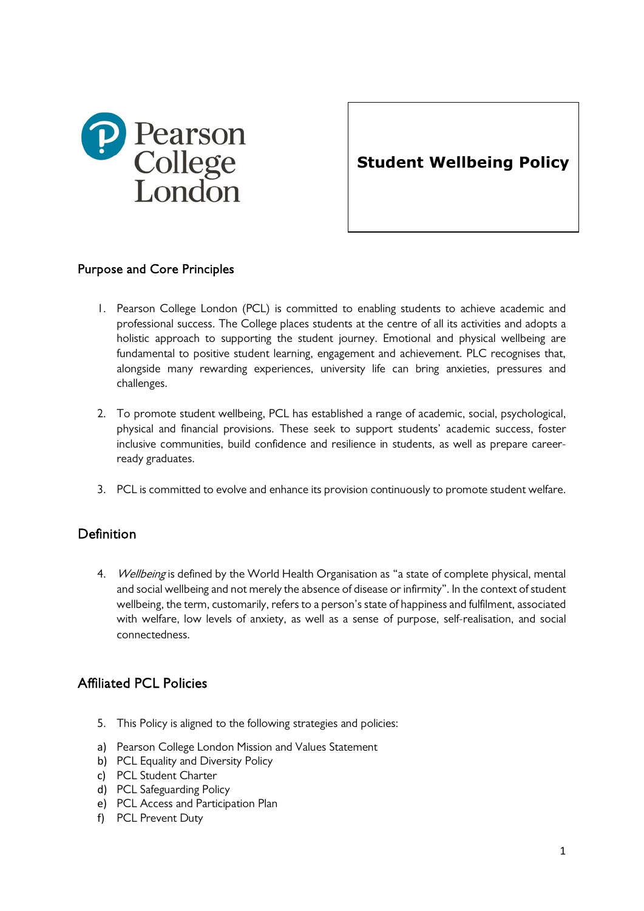Pearson College London

# Student Wellbeing Policy

## Purpose and Core Principles

1. Pearson College London (PCL) is committed to enabling students to achieve academic and professional success. The College places students at the centre of all its activities and adopts a holistic approach to supporting the student journey. Emotional and physical wellbeing are fundamental to positive student learning, engagement and achievement. PLC recognises that, alongside many rewarding experiences, university life can bring anxieties, pressures and challenges.

2. To promote student wellbeing, PCL has established a range of academic, social, psychological, physical and financial provisions. These seek to support students' academic success, foster inclusive communities, build confidence and resilience in students, as well as prepare career-ready graduates.

3. PCL is committed to evolve and enhance its provision continuously to promote student welfare.

## Definition

4. *Wellbeing* is defined by the World Health Organisation as "a state of complete physical, mental and social wellbeing and not merely the absence of disease or infirmity". In the context of student wellbeing, the term, customarily, refers to a person's state of happiness and fulfilment, associated with welfare, low levels of anxiety, as well as a sense of purpose, self-realisation, and social connectedness.

## Affiliated PCL Policies

5. This Policy is aligned to the following strategies and policies:

a) Pearson College London Mission and Values Statement
b) PCL Equality and Diversity Policy
c) PCL Student Charter
d) PCL Safeguarding Policy
e) PCL Access and Participation Plan
f) PCL Prevent Duty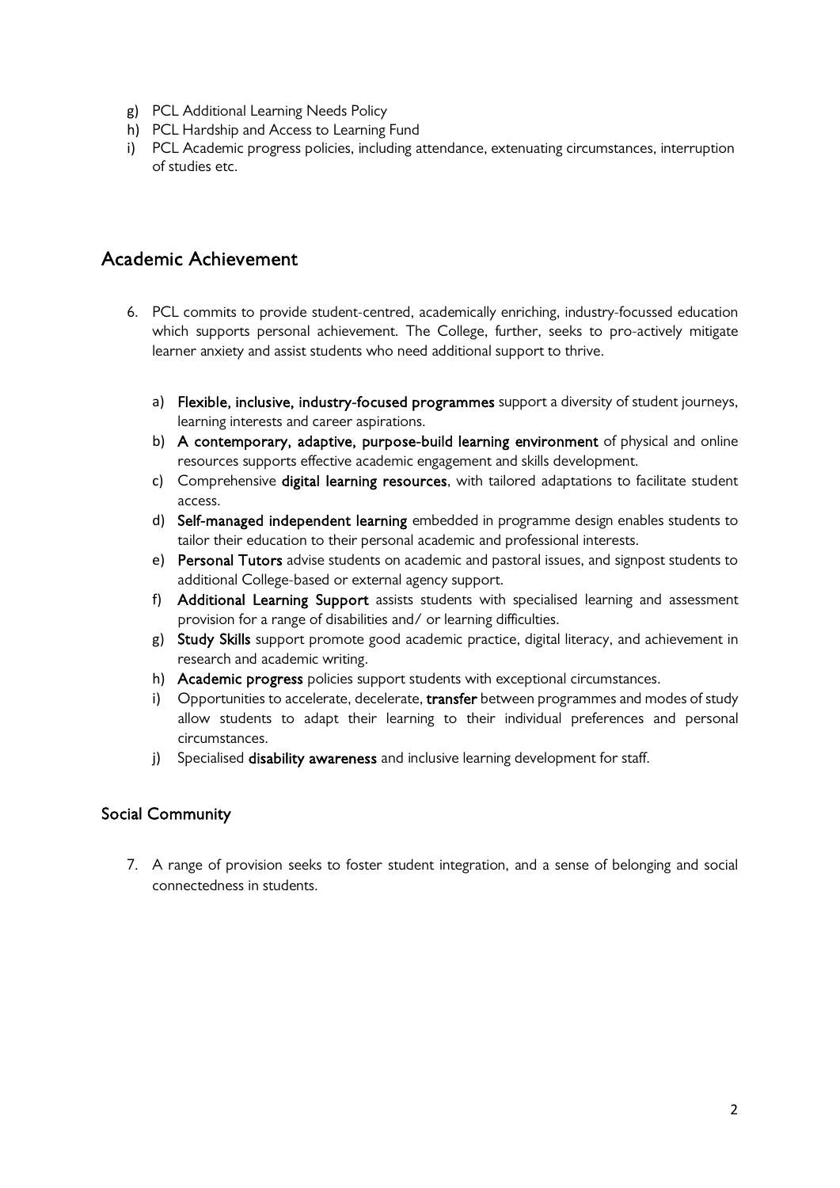g) PCL Additional Learning Needs Policy
h) PCL Hardship and Access to Learning Fund
i) PCL Academic progress policies, including attendance, extenuating circumstances, interruption of studies etc.

## Academic Achievement

6. PCL commits to provide student-centred, academically enriching, industry-focussed education which supports personal achievement. The College, further, seeks to pro-actively mitigate learner anxiety and assist students who need additional support to thrive.

   a) **Flexible, inclusive, industry-focused programmes** support a diversity of student journeys, learning interests and career aspirations.
   b) **A contemporary, adaptive, purpose-build learning environment** of physical and online resources supports effective academic engagement and skills development.
   c) Comprehensive **digital learning resources**, with tailored adaptations to facilitate student access.
   d) **Self-managed independent learning** embedded in programme design enables students to tailor their education to their personal academic and professional interests.
   e) **Personal Tutors** advise students on academic and pastoral issues, and signpost students to additional College-based or external agency support.
   f) **Additional Learning Support** assists students with specialised learning and assessment provision for a range of disabilities and/ or learning difficulties.
   g) **Study Skills** support promote good academic practice, digital literacy, and achievement in research and academic writing.
   h) **Academic progress** policies support students with exceptional circumstances.
   i) Opportunities to accelerate, decelerate, **transfer** between programmes and modes of study allow students to adapt their learning to their individual preferences and personal circumstances.
   j) Specialised **disability awareness** and inclusive learning development for staff.

### Social Community

7. A range of provision seeks to foster student integration, and a sense of belonging and social connectedness in students.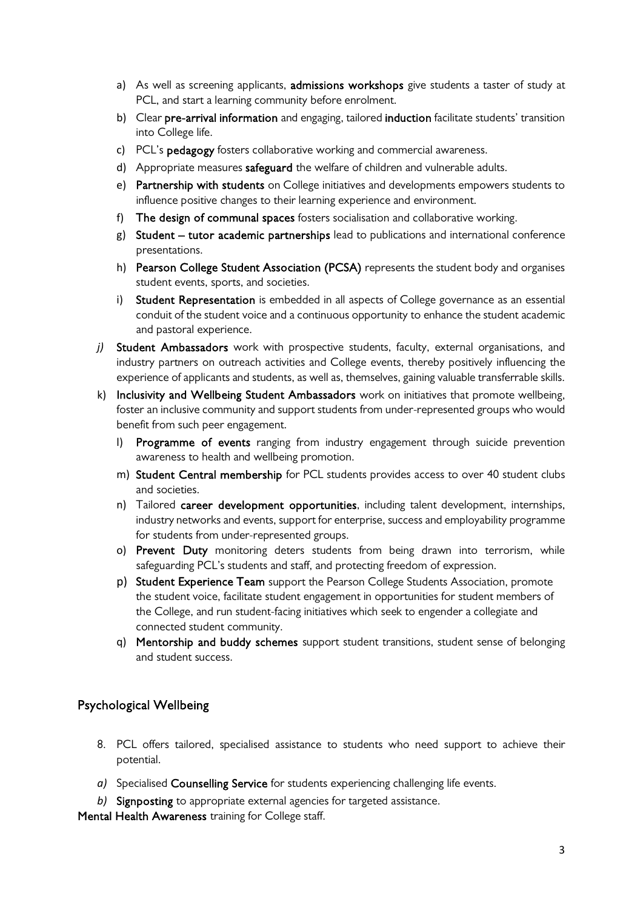a) As well as screening applicants, **admissions workshops** give students a taster of study at PCL, and start a learning community before enrolment.
b) Clear **pre-arrival information** and engaging, tailored **induction** facilitate students' transition into College life.
c) PCL's **pedagogy** fosters collaborative working and commercial awareness.
d) Appropriate measures **safeguard** the welfare of children and vulnerable adults.
e) **Partnership with students** on College initiatives and developments empowers students to influence positive changes to their learning experience and environment.
f) **The design of communal spaces** fosters socialisation and collaborative working.
g) **Student – tutor academic partnerships** lead to publications and international conference presentations.
h) **Pearson College Student Association (PCSA)** represents the student body and organises student events, sports, and societies.
i) **Student Representation** is embedded in all aspects of College governance as an essential conduit of the student voice and a continuous opportunity to enhance the student academic and pastoral experience.
*j)* **Student Ambassadors** work with prospective students, faculty, external organisations, and industry partners on outreach activities and College events, thereby positively influencing the experience of applicants and students, as well as, themselves, gaining valuable transferrable skills.
k) **Inclusivity and Wellbeing Student Ambassadors** work on initiatives that promote wellbeing, foster an inclusive community and support students from under-represented groups who would benefit from such peer engagement.
l) **Programme of events** ranging from industry engagement through suicide prevention awareness to health and wellbeing promotion.
m) **Student Central membership** for PCL students provides access to over 40 student clubs and societies.
n) Tailored **career development opportunities**, including talent development, internships, industry networks and events, support for enterprise, success and employability programme for students from under-represented groups.
o) **Prevent Duty** monitoring deters students from being drawn into terrorism, while safeguarding PCL's students and staff, and protecting freedom of expression.
p) **Student Experience Team** support the Pearson College Students Association, promote the student voice, facilitate student engagement in opportunities for student members of the College, and run student-facing initiatives which seek to engender a collegiate and connected student community.
q) **Mentorship and buddy schemes** support student transitions, student sense of belonging and student success.

## Psychological Wellbeing

8. PCL offers tailored, specialised assistance to students who need support to achieve their potential.

*a)* Specialised **Counselling Service** for students experiencing challenging life events.
*b)* **Signposting** to appropriate external agencies for targeted assistance.

**Mental Health Awareness** training for College staff.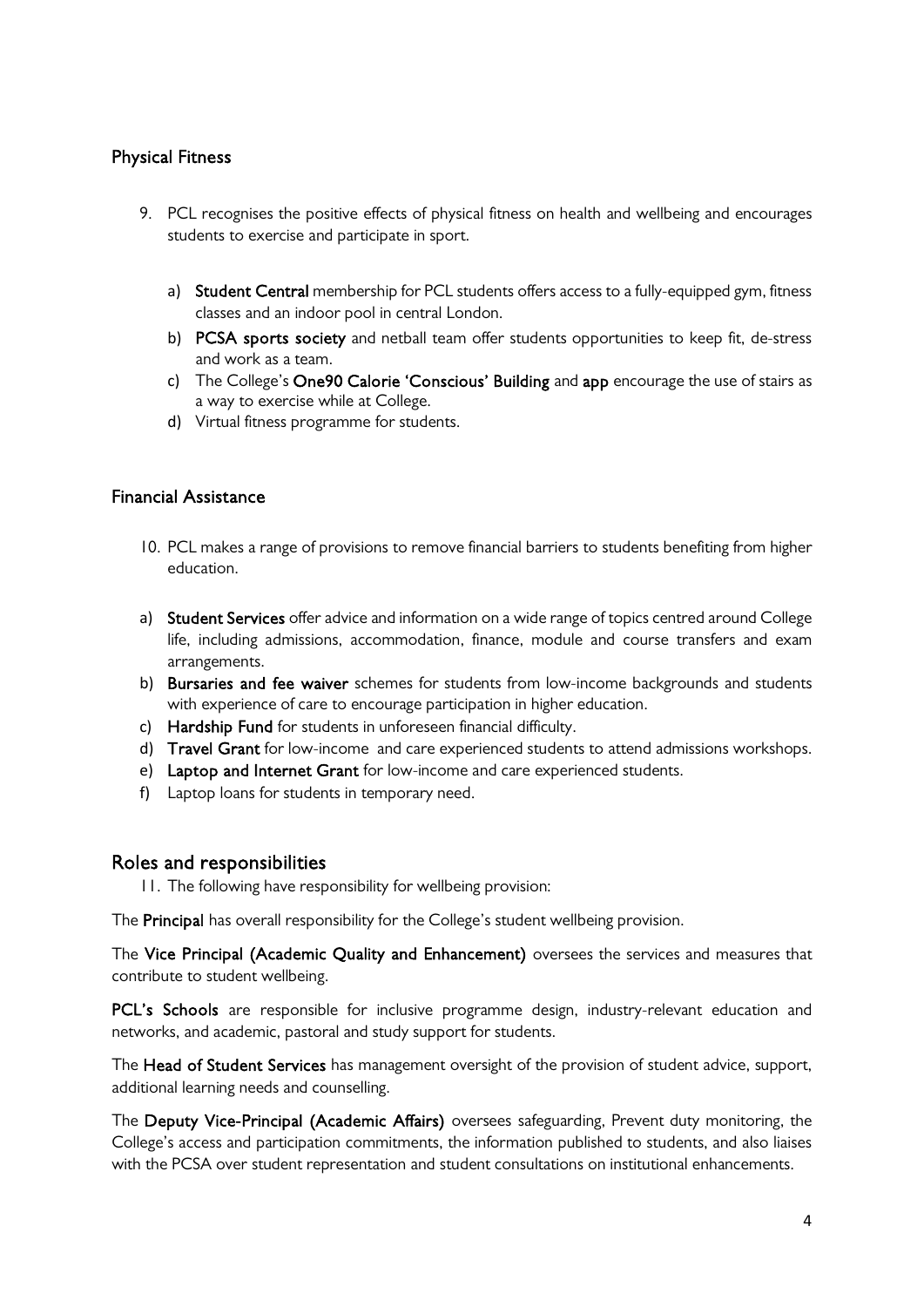## Physical Fitness

9. PCL recognises the positive effects of physical fitness on health and wellbeing and encourages students to exercise and participate in sport.

   a) **Student Central** membership for PCL students offers access to a fully-equipped gym, fitness classes and an indoor pool in central London.
   b) **PCSA sports society** and netball team offer students opportunities to keep fit, de-stress and work as a team.
   c) The College's **One90 Calorie 'Conscious' Building** and **app** encourage the use of stairs as a way to exercise while at College.
   d) Virtual fitness programme for students.

## Financial Assistance

10. PCL makes a range of provisions to remove financial barriers to students benefiting from higher education.

a) **Student Services** offer advice and information on a wide range of topics centred around College life, including admissions, accommodation, finance, module and course transfers and exam arrangements.
b) **Bursaries and fee waiver** schemes for students from low-income backgrounds and students with experience of care to encourage participation in higher education.
c) **Hardship Fund** for students in unforeseen financial difficulty.
d) **Travel Grant** for low-income and care experienced students to attend admissions workshops.
e) **Laptop and Internet Grant** for low-income and care experienced students.
f) Laptop loans for students in temporary need.

## Roles and responsibilities

11. The following have responsibility for wellbeing provision:

The **Principal** has overall responsibility for the College's student wellbeing provision.

The **Vice Principal (Academic Quality and Enhancement)** oversees the services and measures that contribute to student wellbeing.

**PCL's Schools** are responsible for inclusive programme design, industry-relevant education and networks, and academic, pastoral and study support for students.

The **Head of Student Services** has management oversight of the provision of student advice, support, additional learning needs and counselling.

The **Deputy Vice-Principal (Academic Affairs)** oversees safeguarding, Prevent duty monitoring, the College's access and participation commitments, the information published to students, and also liaises with the PCSA over student representation and student consultations on institutional enhancements.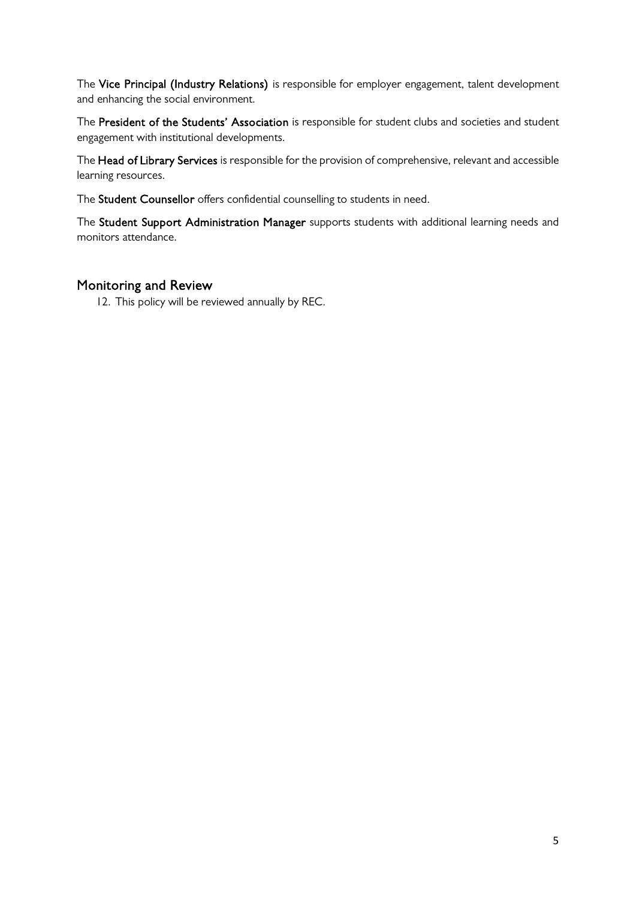The **Vice Principal (Industry Relations)** is responsible for employer engagement, talent development and enhancing the social environment.

The **President of the Students' Association** is responsible for student clubs and societies and student engagement with institutional developments.

The **Head of Library Services** is responsible for the provision of comprehensive, relevant and accessible learning resources.

The **Student Counsellor** offers confidential counselling to students in need.

The **Student Support Administration Manager** supports students with additional learning needs and monitors attendance.

## Monitoring and Review

12. This policy will be reviewed annually by REC.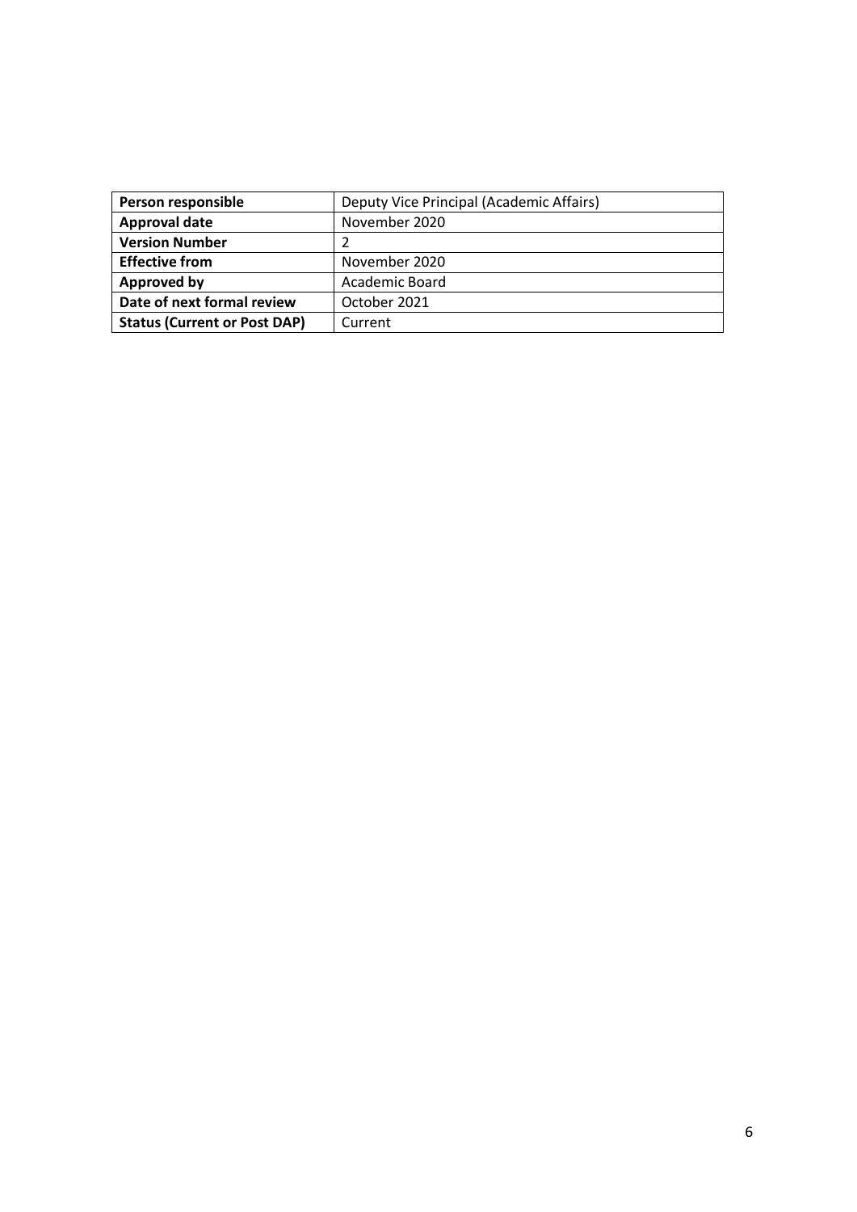| | |
|---|---|
| **Person responsible** | Deputy Vice Principal (Academic Affairs) |
| **Approval date** | November 2020 |
| **Version Number** | 2 |
| **Effective from** | November 2020 |
| **Approved by** | Academic Board |
| **Date of next formal review** | October 2021 |
| **Status (Current or Post DAP)** | Current |